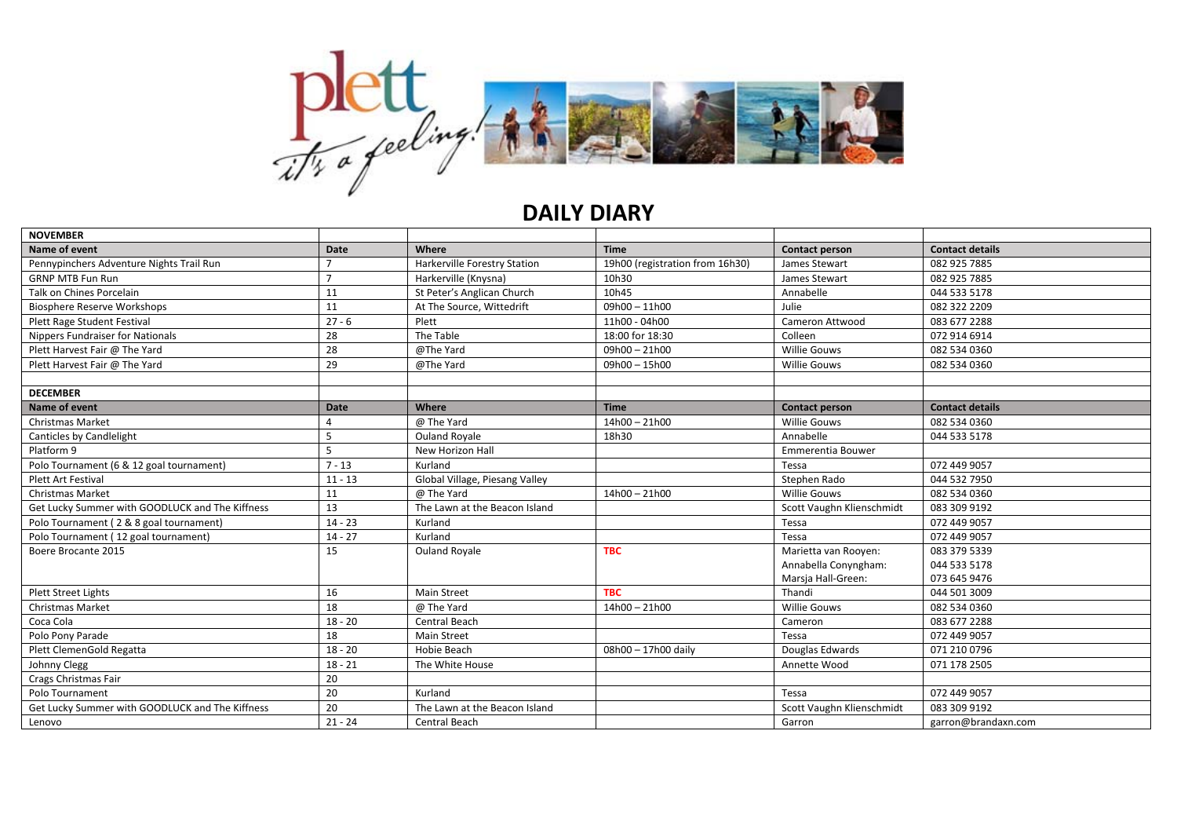# DAILY DIARY

| NOVEMBER | | | | | |
|---|---|---|---|---|---|
| **Name of event** | **Date** | **Where** | **Time** | **Contact person** | **Contact details** |
| Pennypinchers Adventure Nights Trail Run | 7 | Harkerville Forestry Station | 19h00 (registration from 16h30) | James Stewart | 082 925 7885 |
| GRNP MTB Fun Run | 7 | Harkerville (Knysna) | 10h30 | James Stewart | 082 925 7885 |
| Talk on Chines Porcelain | 11 | St Peter's Anglican Church | 10h45 | Annabelle | 044 533 5178 |
| Biosphere Reserve Workshops | 11 | At The Source, Wittedrift | 09h00 – 11h00 | Julie | 082 322 2209 |
| Plett Rage Student Festival | 27 - 6 | Plett | 11h00 - 04h00 | Cameron Attwood | 083 677 2288 |
| Nippers Fundraiser for Nationals | 28 | The Table | 18:00 for 18:30 | Colleen | 072 914 6914 |
| Plett Harvest Fair @ The Yard | 28 | @The Yard | 09h00 – 21h00 | Willie Gouws | 082 534 0360 |
| Plett Harvest Fair @ The Yard | 29 | @The Yard | 09h00 – 15h00 | Willie Gouws | 082 534 0360 |
| | | | | | |
| **DECEMBER** | | | | | |
| **Name of event** | **Date** | **Where** | **Time** | **Contact person** | **Contact details** |
| Christmas Market | 4 | @ The Yard | 14h00 – 21h00 | Willie Gouws | 082 534 0360 |
| Canticles by Candlelight | 5 | Ouland Royale | 18h30 | Annabelle | 044 533 5178 |
| Platform 9 | 5 | New Horizon Hall | | Emmerentia Bouwer | |
| Polo Tournament (6 & 12 goal tournament) | 7 - 13 | Kurland | | Tessa | 072 449 9057 |
| Plett Art Festival | 11 - 13 | Global Village, Piesang Valley | | Stephen Rado | 044 532 7950 |
| Christmas Market | 11 | @ The Yard | 14h00 – 21h00 | Willie Gouws | 082 534 0360 |
| Get Lucky Summer with GOODLUCK and The Kiffness | 13 | The Lawn at the Beacon Island | | Scott Vaughn Klienschmidt | 083 309 9192 |
| Polo Tournament ( 2 & 8 goal tournament) | 14 - 23 | Kurland | | Tessa | 072 449 9057 |
| Polo Tournament ( 12 goal tournament) | 14 - 27 | Kurland | | Tessa | 072 449 9057 |
| Boere Brocante 2015 | 15 | Ouland Royale | **TBC** | Marietta van Rooyen:<br>Annabella Conyngham:<br>Marsja Hall-Green: | 083 379 5339<br>044 533 5178<br>073 645 9476 |
| Plett Street Lights | 16 | Main Street | **TBC** | Thandi | 044 501 3009 |
| Christmas Market | 18 | @ The Yard | 14h00 – 21h00 | Willie Gouws | 082 534 0360 |
| Coca Cola | 18 - 20 | Central Beach | | Cameron | 083 677 2288 |
| Polo Pony Parade | 18 | Main Street | | Tessa | 072 449 9057 |
| Plett ClemenGold Regatta | 18 - 20 | Hobie Beach | 08h00 – 17h00 daily | Douglas Edwards | 071 210 0796 |
| Johnny Clegg | 18 - 21 | The White House | | Annette Wood | 071 178 2505 |
| Crags Christmas Fair | 20 | | | | |
| Polo Tournament | 20 | Kurland | | Tessa | 072 449 9057 |
| Get Lucky Summer with GOODLUCK and The Kiffness | 20 | The Lawn at the Beacon Island | | Scott Vaughn Klienschmidt | 083 309 9192 |
| Lenovo | 21 - 24 | Central Beach | | Garron | garron@brandaxn.com |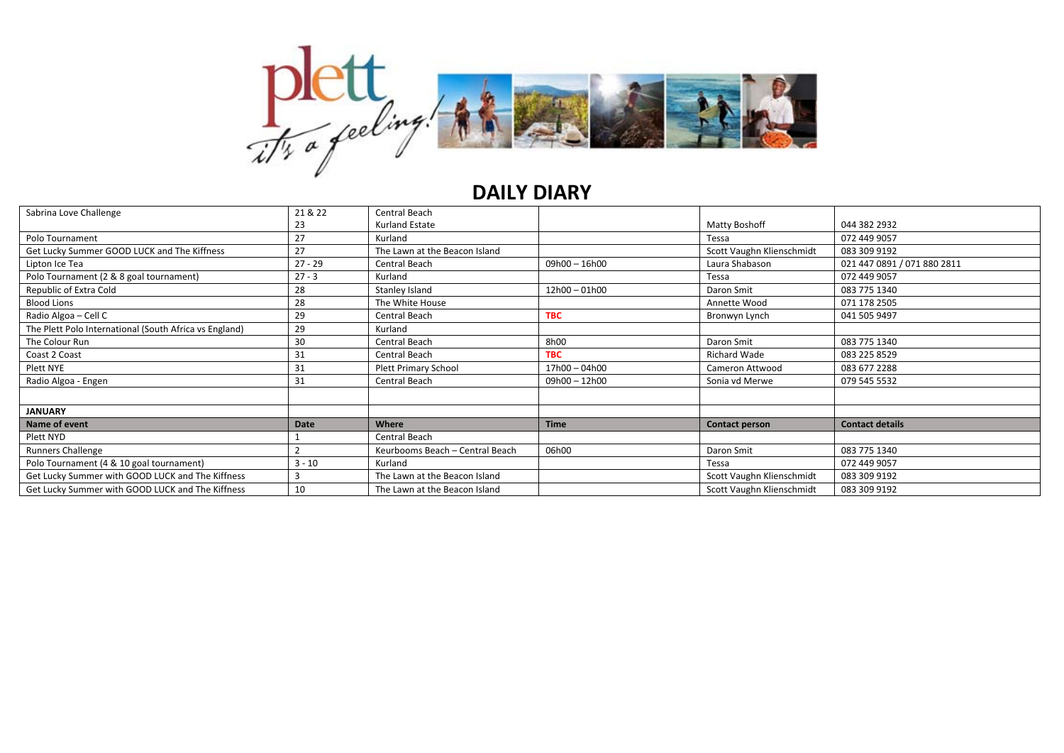# DAILY DIARY

| | | | | | |
|---|---|---|---|---|---|
| Sabrina Love Challenge | 21 & 22 | Central Beach | | | |
| | 23 | Kurland Estate | | Matty Boshoff | 044 382 2932 |
| Polo Tournament | 27 | Kurland | | Tessa | 072 449 9057 |
| Get Lucky Summer GOOD LUCK and The Kiffness | 27 | The Lawn at the Beacon Island | | Scott Vaughn Klienschmidt | 083 309 9192 |
| Lipton Ice Tea | 27 - 29 | Central Beach | 09h00 – 16h00 | Laura Shabason | 021 447 0891 / 071 880 2811 |
| Polo Tournament (2 & 8 goal tournament) | 27 - 3 | Kurland | | Tessa | 072 449 9057 |
| Republic of Extra Cold | 28 | Stanley Island | 12h00 – 01h00 | Daron Smit | 083 775 1340 |
| Blood Lions | 28 | The White House | | Annette Wood | 071 178 2505 |
| Radio Algoa – Cell C | 29 | Central Beach | **TBC** | Bronwyn Lynch | 041 505 9497 |
| The Plett Polo International (South Africa vs England) | 29 | Kurland | | | |
| The Colour Run | 30 | Central Beach | 8h00 | Daron Smit | 083 775 1340 |
| Coast 2 Coast | 31 | Central Beach | **TBC** | Richard Wade | 083 225 8529 |
| Plett NYE | 31 | Plett Primary School | 17h00 – 04h00 | Cameron Attwood | 083 677 2288 |
| Radio Algoa - Engen | 31 | Central Beach | 09h00 – 12h00 | Sonia vd Merwe | 079 545 5532 |
| | | | | | |
| **JANUARY** | | | | | |
| **Name of event** | **Date** | **Where** | **Time** | **Contact person** | **Contact details** |
| Plett NYD | 1 | Central Beach | | | |
| Runners Challenge | 2 | Keurbooms Beach – Central Beach | 06h00 | Daron Smit | 083 775 1340 |
| Polo Tournament (4 & 10 goal tournament) | 3 - 10 | Kurland | | Tessa | 072 449 9057 |
| Get Lucky Summer with GOOD LUCK and The Kiffness | 3 | The Lawn at the Beacon Island | | Scott Vaughn Klienschmidt | 083 309 9192 |
| Get Lucky Summer with GOOD LUCK and The Kiffness | 10 | The Lawn at the Beacon Island | | Scott Vaughn Klienschmidt | 083 309 9192 |